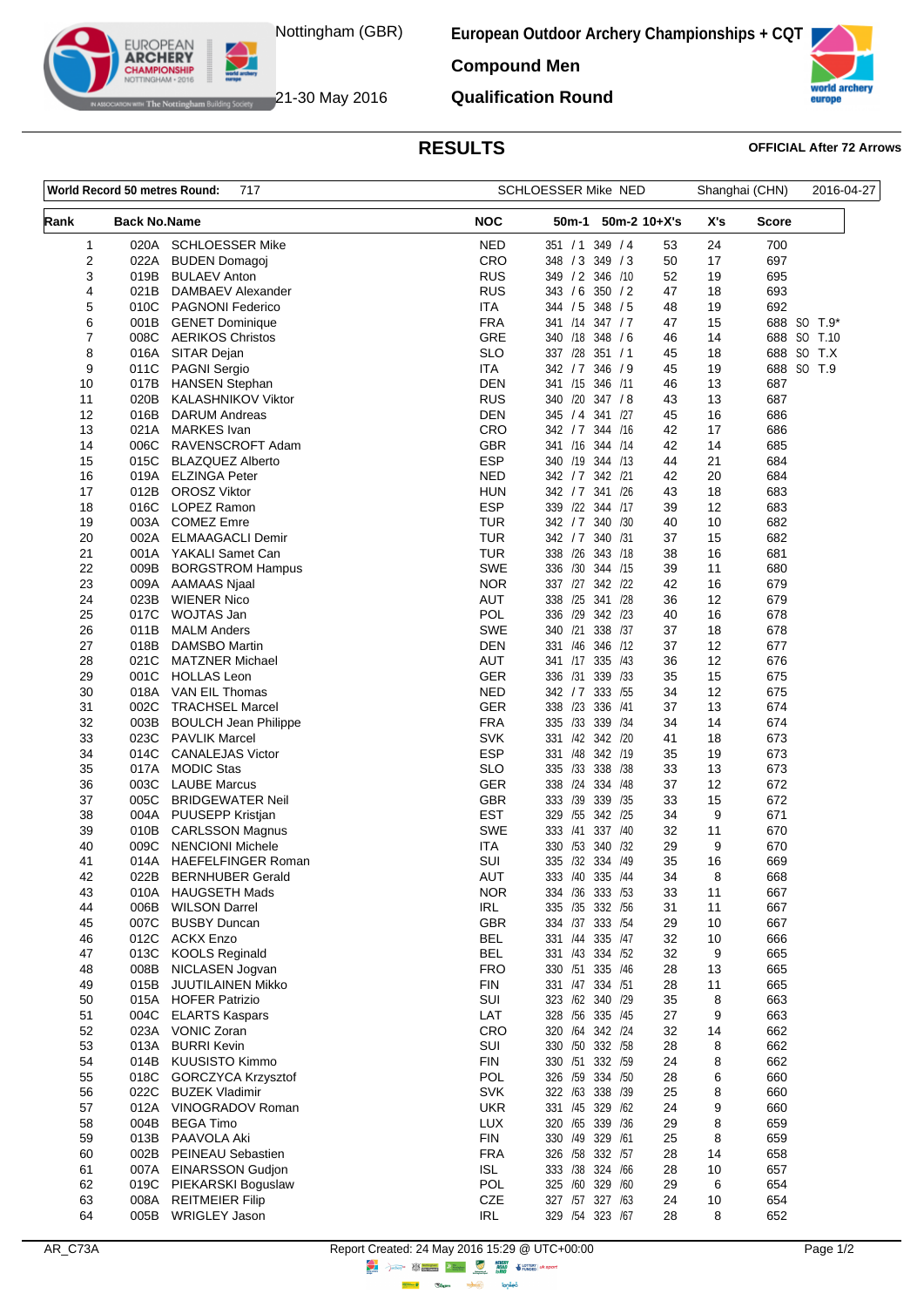Nottingham (GBR)

21-30 May 2016

# European Outdoor Archery Championships + CQT

## Compound Men

## Qualification Round

## RESULTS

**OFFICIAL After 72 Arrows**

| World Record 50 metres Round: | 717 | SCHLOESSER Mike NED | Shanghai (CHN) | 2016-04-27 |
|---|---|---|---|---|

| Rank | Back No. | Name | NOC | 50m-1 | 50m-2 | 10+X's | X's | Score | |
|---|---|---|---|---|---|---|---|---|---|
| 1 | 020A | SCHLOESSER Mike | NED | 351 / 1 | 349 / 4 | 53 | 24 | 700 | |
| 2 | 022A | BUDEN Domagoj | CRO | 348 / 3 | 349 / 3 | 50 | 17 | 697 | |
| 3 | 019B | BULAEV Anton | RUS | 349 / 2 | 346 /10 | 52 | 19 | 695 | |
| 4 | 021B | DAMBAEV Alexander | RUS | 343 / 6 | 350 / 2 | 47 | 18 | 693 | |
| 5 | 010C | PAGNONI Federico | ITA | 344 / 5 | 348 / 5 | 48 | 19 | 692 | |
| 6 | 001B | GENET Dominique | FRA | 341 /14 | 347 / 7 | 47 | 15 | 688 | SO T.9* |
| 7 | 008C | AERIKOS Christos | GRE | 340 /18 | 348 / 6 | 46 | 14 | 688 | SO T.10 |
| 8 | 016A | SITAR Dejan | SLO | 337 /28 | 351 / 1 | 45 | 18 | 688 | SO T.X |
| 9 | 011C | PAGNI Sergio | ITA | 342 / 7 | 346 / 9 | 45 | 19 | 688 | SO T.9 |
| 10 | 017B | HANSEN Stephan | DEN | 341 /15 | 346 /11 | 46 | 13 | 687 | |
| 11 | 020B | KALASHNIKOV Viktor | RUS | 340 /20 | 347 / 8 | 43 | 13 | 687 | |
| 12 | 016B | DARUM Andreas | DEN | 345 / 4 | 341 /27 | 45 | 16 | 686 | |
| 13 | 021A | MARKES Ivan | CRO | 342 / 7 | 344 /16 | 42 | 17 | 686 | |
| 14 | 006C | RAVENSCROFT Adam | GBR | 341 /16 | 344 /14 | 42 | 14 | 685 | |
| 15 | 015C | BLAZQUEZ Alberto | ESP | 340 /19 | 344 /13 | 44 | 21 | 684 | |
| 16 | 019A | ELZINGA Peter | NED | 342 / 7 | 342 /21 | 42 | 20 | 684 | |
| 17 | 012B | OROSZ Viktor | HUN | 342 / 7 | 341 /26 | 43 | 18 | 683 | |
| 18 | 016C | LOPEZ Ramon | ESP | 339 /22 | 344 /17 | 39 | 12 | 683 | |
| 19 | 003A | COMEZ Emre | TUR | 342 / 7 | 340 /30 | 40 | 10 | 682 | |
| 20 | 002A | ELMAAGACLI Demir | TUR | 342 / 7 | 340 /31 | 37 | 15 | 682 | |
| 21 | 001A | YAKALI Samet Can | TUR | 338 /26 | 343 /18 | 38 | 16 | 681 | |
| 22 | 009B | BORGSTROM Hampus | SWE | 336 /30 | 344 /15 | 39 | 11 | 680 | |
| 23 | 009A | AAMAAS Njaal | NOR | 337 /27 | 342 /22 | 42 | 16 | 679 | |
| 24 | 023B | WIENER Nico | AUT | 338 /25 | 341 /28 | 36 | 12 | 679 | |
| 25 | 017C | WOJTAS Jan | POL | 336 /29 | 342 /23 | 40 | 16 | 678 | |
| 26 | 011B | MALM Anders | SWE | 340 /21 | 338 /37 | 37 | 18 | 678 | |
| 27 | 018B | DAMSBO Martin | DEN | 331 /46 | 346 /12 | 37 | 12 | 677 | |
| 28 | 021C | MATZNER Michael | AUT | 341 /17 | 335 /43 | 36 | 12 | 676 | |
| 29 | 001C | HOLLAS Leon | GER | 336 /31 | 339 /33 | 35 | 15 | 675 | |
| 30 | 018A | VAN EIL Thomas | NED | 342 / 7 | 333 /55 | 34 | 12 | 675 | |
| 31 | 002C | TRACHSEL Marcel | GER | 338 /23 | 336 /41 | 37 | 13 | 674 | |
| 32 | 003B | BOULCH Jean Philippe | FRA | 335 /33 | 339 /34 | 34 | 14 | 674 | |
| 33 | 023C | PAVLIK Marcel | SVK | 331 /42 | 342 /20 | 41 | 18 | 673 | |
| 34 | 014C | CANALEJAS Victor | ESP | 331 /48 | 342 /19 | 35 | 19 | 673 | |
| 35 | 017A | MODIC Stas | SLO | 335 /33 | 338 /38 | 33 | 13 | 673 | |
| 36 | 003C | LAUBE Marcus | GER | 338 /24 | 334 /48 | 37 | 12 | 672 | |
| 37 | 005C | BRIDGEWATER Neil | GBR | 333 /39 | 339 /35 | 33 | 15 | 672 | |
| 38 | 004A | PUUSEPP Kristjan | EST | 329 /55 | 342 /25 | 34 | 9 | 671 | |
| 39 | 010B | CARLSSON Magnus | SWE | 333 /41 | 337 /40 | 32 | 11 | 670 | |
| 40 | 009C | NENCIONI Michele | ITA | 330 /53 | 340 /32 | 29 | 9 | 670 | |
| 41 | 014A | HAEFELFINGER Roman | SUI | 335 /32 | 334 /49 | 35 | 16 | 669 | |
| 42 | 022B | BERNHUBER Gerald | AUT | 333 /40 | 335 /44 | 34 | 8 | 668 | |
| 43 | 010A | HAUGSETH Mads | NOR | 334 /36 | 333 /53 | 33 | 11 | 667 | |
| 44 | 006B | WILSON Darrel | IRL | 335 /35 | 332 /56 | 31 | 11 | 667 | |
| 45 | 007C | BUSBY Duncan | GBR | 334 /37 | 333 /54 | 29 | 10 | 667 | |
| 46 | 012C | ACKX Enzo | BEL | 331 /44 | 335 /47 | 32 | 10 | 666 | |
| 47 | 013C | KOOLS Reginald | BEL | 331 /43 | 334 /52 | 32 | 9 | 665 | |
| 48 | 008B | NICLASEN Jogvan | FRO | 330 /51 | 335 /46 | 28 | 13 | 665 | |
| 49 | 015B | JUUTILAINEN Mikko | FIN | 331 /47 | 334 /51 | 28 | 11 | 665 | |
| 50 | 015A | HOFER Patrizio | SUI | 323 /62 | 340 /29 | 35 | 8 | 663 | |
| 51 | 004C | ELARTS Kaspars | LAT | 328 /56 | 335 /45 | 27 | 9 | 663 | |
| 52 | 023A | VONIC Zoran | CRO | 320 /64 | 342 /24 | 32 | 14 | 662 | |
| 53 | 013A | BURRI Kevin | SUI | 330 /50 | 332 /58 | 28 | 8 | 662 | |
| 54 | 014B | KUUSISTO Kimmo | FIN | 330 /51 | 332 /59 | 24 | 8 | 662 | |
| 55 | 018C | GORCZYCA Krzysztof | POL | 326 /59 | 334 /50 | 28 | 6 | 660 | |
| 56 | 022C | BUZEK Vladimir | SVK | 322 /63 | 338 /39 | 25 | 8 | 660 | |
| 57 | 012A | VINOGRADOV Roman | UKR | 331 /45 | 329 /62 | 24 | 9 | 660 | |
| 58 | 004B | BEGA Timo | LUX | 320 /65 | 339 /36 | 29 | 8 | 659 | |
| 59 | 013B | PAAVOLA Aki | FIN | 330 /49 | 329 /61 | 25 | 8 | 659 | |
| 60 | 002B | PEINEAU Sebastien | FRA | 326 /58 | 332 /57 | 28 | 14 | 658 | |
| 61 | 007A | EINARSSON Gudjon | ISL | 333 /38 | 324 /66 | 28 | 10 | 657 | |
| 62 | 019C | PIEKARSKI Boguslaw | POL | 325 /60 | 329 /60 | 29 | 6 | 654 | |
| 63 | 008A | REITMEIER Filip | CZE | 327 /57 | 327 /63 | 24 | 10 | 654 | |
| 64 | 005B | WRIGLEY Jason | IRL | 329 /54 | 323 /67 | 28 | 8 | 652 | |

AR_C73A

Report Created: 24 May 2016 15:29 @ UTC+00:00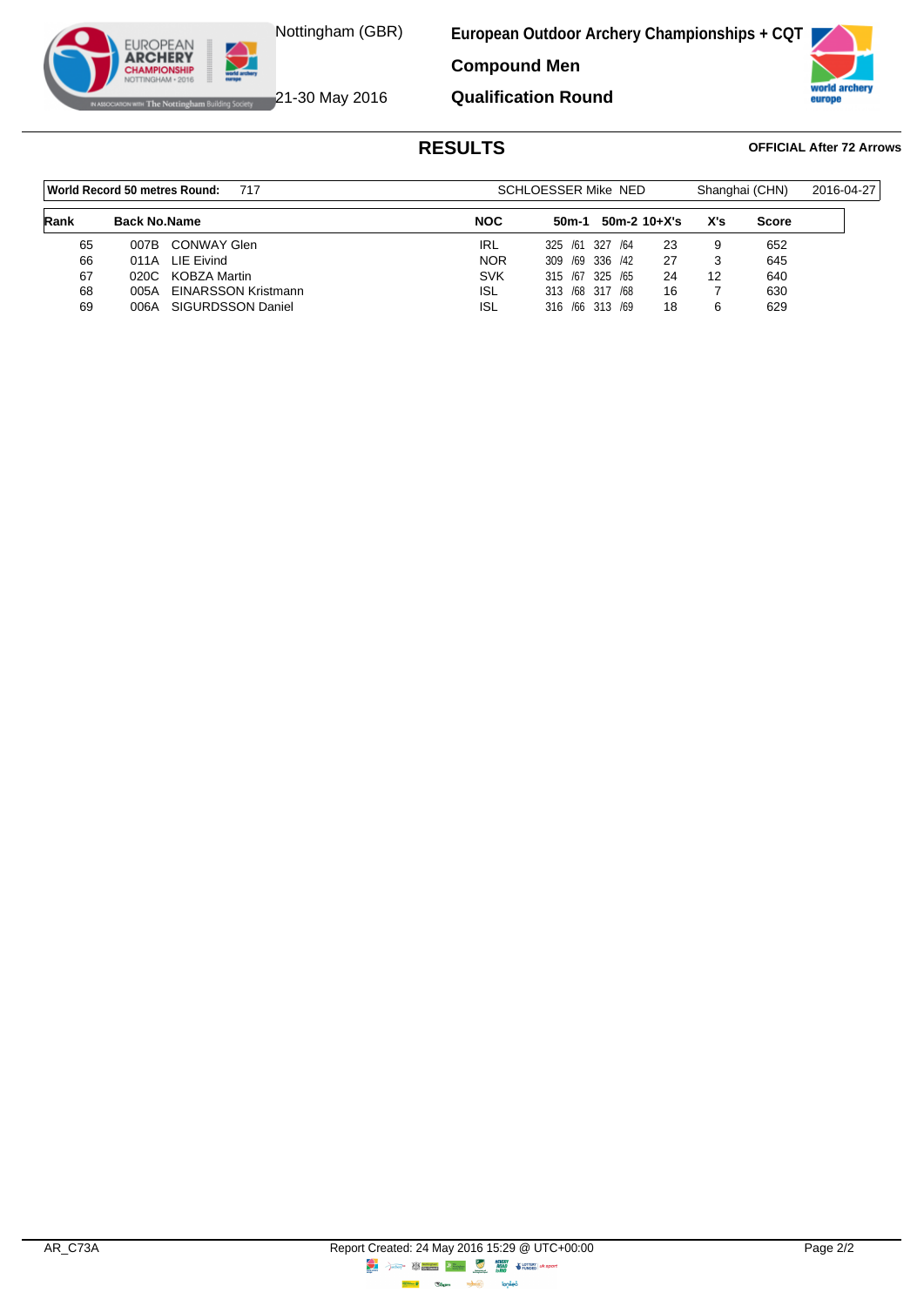Nottingham (GBR)

21-30 May 2016

**European Outdoor Archery Championships + CQT**

**Compound Men**

**Qualification Round**

## RESULTS

**OFFICIAL After 72 Arrows**

| **World Record 50 metres Round:** 717 | SCHLOESSER Mike NED | Shanghai (CHN) | 2016-04-27 |
|---|---|---|---|

| Rank | Back No. | Name | NOC | 50m-1 | 50m-2 | 10+X's | X's | Score |
|---|---|---|---|---|---|---|---|---|
| 65 | 007B | CONWAY Glen | IRL | 325 /61 | 327 /64 | 23 | 9 | 652 |
| 66 | 011A | LIE Eivind | NOR | 309 /69 | 336 /42 | 27 | 3 | 645 |
| 67 | 020C | KOBZA Martin | SVK | 315 /67 | 325 /65 | 24 | 12 | 640 |
| 68 | 005A | EINARSSON Kristmann | ISL | 313 /68 | 317 /68 | 16 | 7 | 630 |
| 69 | 006A | SIGURDSSON Daniel | ISL | 316 /66 | 313 /69 | 18 | 6 | 629 |

AR_C73A Report Created: 24 May 2016 15:29 @ UTC+00:00